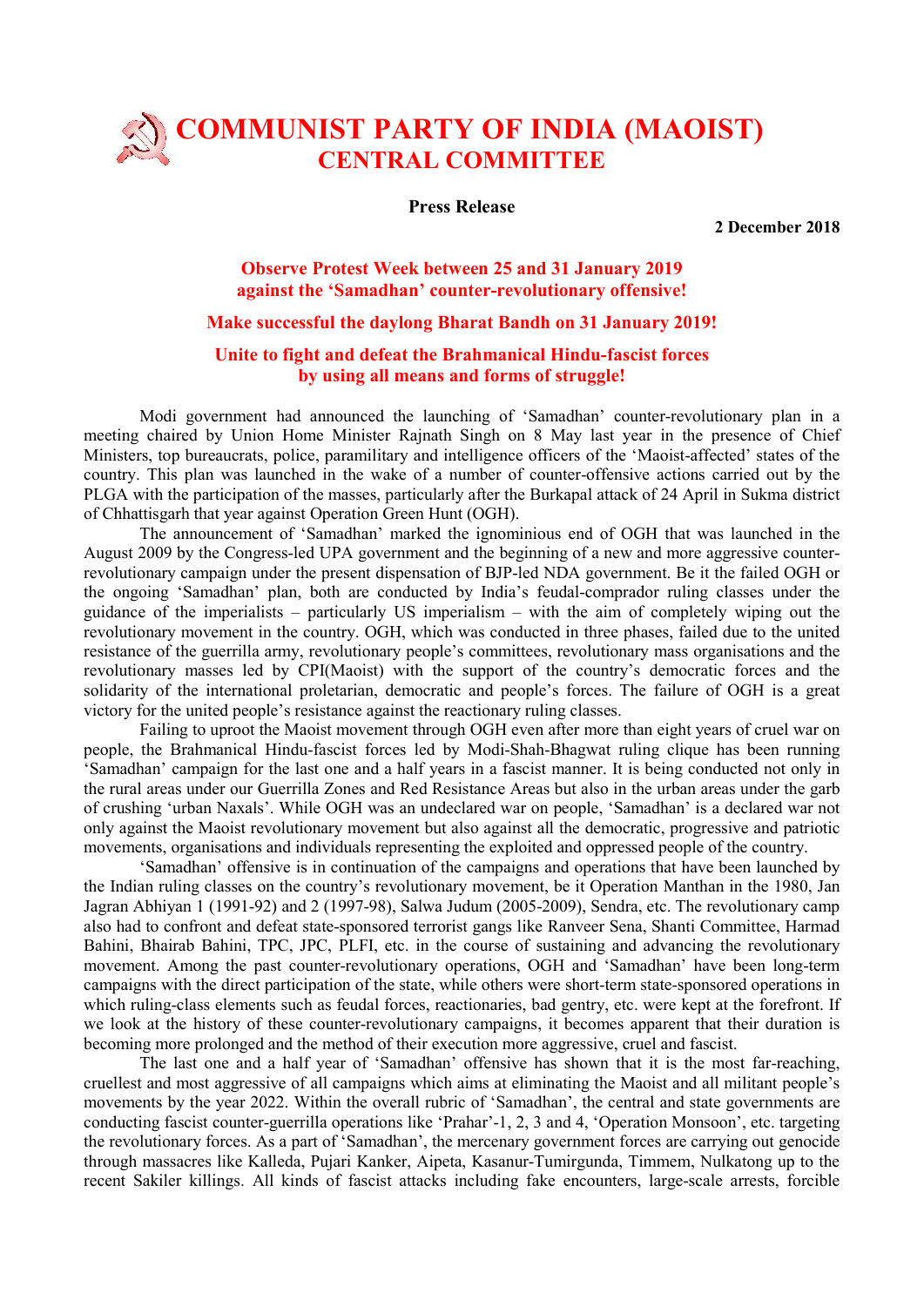# COMMUNIST PARTY OF INDIA (MAOIST)
## CENTRAL COMMITTEE

**Press Release**

**2 December 2018**

**Observe Protest Week between 25 and 31 January 2019 against the 'Samadhan' counter-revolutionary offensive!**

**Make successful the daylong Bharat Bandh on 31 January 2019!**

**Unite to fight and defeat the Brahmanical Hindu-fascist forces by using all means and forms of struggle!**

Modi government had announced the launching of 'Samadhan' counter-revolutionary plan in a meeting chaired by Union Home Minister Rajnath Singh on 8 May last year in the presence of Chief Ministers, top bureaucrats, police, paramilitary and intelligence officers of the 'Maoist-affected' states of the country. This plan was launched in the wake of a number of counter-offensive actions carried out by the PLGA with the participation of the masses, particularly after the Burkapal attack of 24 April in Sukma district of Chhattisgarh that year against Operation Green Hunt (OGH).

The announcement of 'Samadhan' marked the ignominious end of OGH that was launched in the August 2009 by the Congress-led UPA government and the beginning of a new and more aggressive counter-revolutionary campaign under the present dispensation of BJP-led NDA government. Be it the failed OGH or the ongoing 'Samadhan' plan, both are conducted by India's feudal-comprador ruling classes under the guidance of the imperialists – particularly US imperialism – with the aim of completely wiping out the revolutionary movement in the country. OGH, which was conducted in three phases, failed due to the united resistance of the guerrilla army, revolutionary people's committees, revolutionary mass organisations and the revolutionary masses led by CPI(Maoist) with the support of the country's democratic forces and the solidarity of the international proletarian, democratic and people's forces. The failure of OGH is a great victory for the united people's resistance against the reactionary ruling classes.

Failing to uproot the Maoist movement through OGH even after more than eight years of cruel war on people, the Brahmanical Hindu-fascist forces led by Modi-Shah-Bhagwat ruling clique has been running 'Samadhan' campaign for the last one and a half years in a fascist manner. It is being conducted not only in the rural areas under our Guerrilla Zones and Red Resistance Areas but also in the urban areas under the garb of crushing 'urban Naxals'. While OGH was an undeclared war on people, 'Samadhan' is a declared war not only against the Maoist revolutionary movement but also against all the democratic, progressive and patriotic movements, organisations and individuals representing the exploited and oppressed people of the country.

'Samadhan' offensive is in continuation of the campaigns and operations that have been launched by the Indian ruling classes on the country's revolutionary movement, be it Operation Manthan in the 1980, Jan Jagran Abhiyan 1 (1991-92) and 2 (1997-98), Salwa Judum (2005-2009), Sendra, etc. The revolutionary camp also had to confront and defeat state-sponsored terrorist gangs like Ranveer Sena, Shanti Committee, Harmad Bahini, Bhairab Bahini, TPC, JPC, PLFI, etc. in the course of sustaining and advancing the revolutionary movement. Among the past counter-revolutionary operations, OGH and 'Samadhan' have been long-term campaigns with the direct participation of the state, while others were short-term state-sponsored operations in which ruling-class elements such as feudal forces, reactionaries, bad gentry, etc. were kept at the forefront. If we look at the history of these counter-revolutionary campaigns, it becomes apparent that their duration is becoming more prolonged and the method of their execution more aggressive, cruel and fascist.

The last one and a half year of 'Samadhan' offensive has shown that it is the most far-reaching, cruellest and most aggressive of all campaigns which aims at eliminating the Maoist and all militant people's movements by the year 2022. Within the overall rubric of 'Samadhan', the central and state governments are conducting fascist counter-guerrilla operations like 'Prahar'-1, 2, 3 and 4, 'Operation Monsoon', etc. targeting the revolutionary forces. As a part of 'Samadhan', the mercenary government forces are carrying out genocide through massacres like Kalleda, Pujari Kanker, Aipeta, Kasanur-Tumirgunda, Timmem, Nulkatong up to the recent Sakiler killings. All kinds of fascist attacks including fake encounters, large-scale arrests, forcible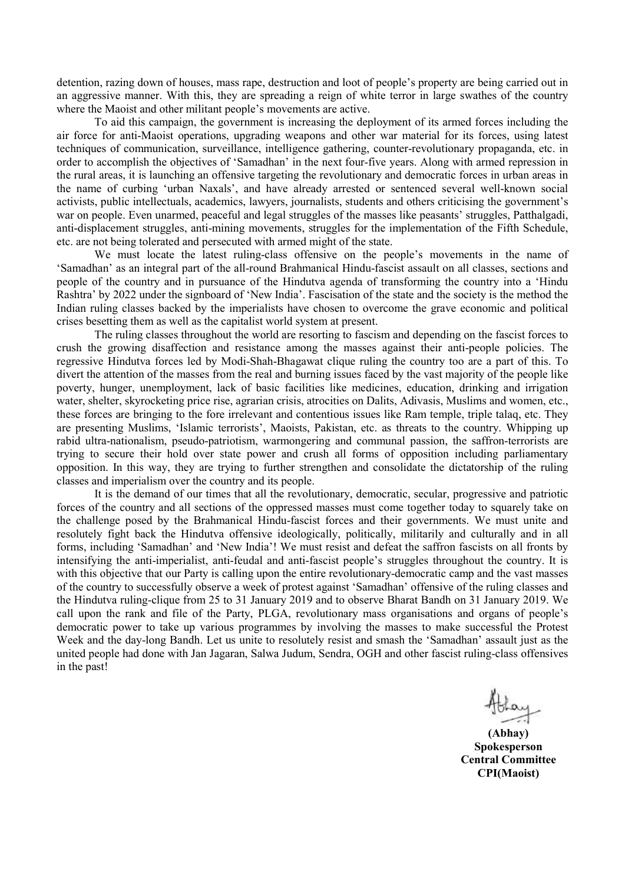detention, razing down of houses, mass rape, destruction and loot of people's property are being carried out in an aggressive manner. With this, they are spreading a reign of white terror in large swathes of the country where the Maoist and other militant people's movements are active.

To aid this campaign, the government is increasing the deployment of its armed forces including the air force for anti-Maoist operations, upgrading weapons and other war material for its forces, using latest techniques of communication, surveillance, intelligence gathering, counter-revolutionary propaganda, etc. in order to accomplish the objectives of 'Samadhan' in the next four-five years. Along with armed repression in the rural areas, it is launching an offensive targeting the revolutionary and democratic forces in urban areas in the name of curbing 'urban Naxals', and have already arrested or sentenced several well-known social activists, public intellectuals, academics, lawyers, journalists, students and others criticising the government's war on people. Even unarmed, peaceful and legal struggles of the masses like peasants' struggles, Patthalgadi, anti-displacement struggles, anti-mining movements, struggles for the implementation of the Fifth Schedule, etc. are not being tolerated and persecuted with armed might of the state.

We must locate the latest ruling-class offensive on the people's movements in the name of 'Samadhan' as an integral part of the all-round Brahmanical Hindu-fascist assault on all classes, sections and people of the country and in pursuance of the Hindutva agenda of transforming the country into a 'Hindu Rashtra' by 2022 under the signboard of 'New India'. Fascisation of the state and the society is the method the Indian ruling classes backed by the imperialists have chosen to overcome the grave economic and political crises besetting them as well as the capitalist world system at present.

The ruling classes throughout the world are resorting to fascism and depending on the fascist forces to crush the growing disaffection and resistance among the masses against their anti-people policies. The regressive Hindutva forces led by Modi-Shah-Bhagawat clique ruling the country too are a part of this. To divert the attention of the masses from the real and burning issues faced by the vast majority of the people like poverty, hunger, unemployment, lack of basic facilities like medicines, education, drinking and irrigation water, shelter, skyrocketing price rise, agrarian crisis, atrocities on Dalits, Adivasis, Muslims and women, etc., these forces are bringing to the fore irrelevant and contentious issues like Ram temple, triple talaq, etc. They are presenting Muslims, 'Islamic terrorists', Maoists, Pakistan, etc. as threats to the country. Whipping up rabid ultra-nationalism, pseudo-patriotism, warmongering and communal passion, the saffron-terrorists are trying to secure their hold over state power and crush all forms of opposition including parliamentary opposition. In this way, they are trying to further strengthen and consolidate the dictatorship of the ruling classes and imperialism over the country and its people.

It is the demand of our times that all the revolutionary, democratic, secular, progressive and patriotic forces of the country and all sections of the oppressed masses must come together today to squarely take on the challenge posed by the Brahmanical Hindu-fascist forces and their governments. We must unite and resolutely fight back the Hindutva offensive ideologically, politically, militarily and culturally and in all forms, including 'Samadhan' and 'New India'! We must resist and defeat the saffron fascists on all fronts by intensifying the anti-imperialist, anti-feudal and anti-fascist people's struggles throughout the country. It is with this objective that our Party is calling upon the entire revolutionary-democratic camp and the vast masses of the country to successfully observe a week of protest against 'Samadhan' offensive of the ruling classes and the Hindutva ruling-clique from 25 to 31 January 2019 and to observe Bharat Bandh on 31 January 2019. We call upon the rank and file of the Party, PLGA, revolutionary mass organisations and organs of people's democratic power to take up various programmes by involving the masses to make successful the Protest Week and the day-long Bandh. Let us unite to resolutely resist and smash the 'Samadhan' assault just as the united people had done with Jan Jagaran, Salwa Judum, Sendra, OGH and other fascist ruling-class offensives in the past!

**(Abhay)**
**Spokesperson**
**Central Committee**
**CPI(Maoist)**